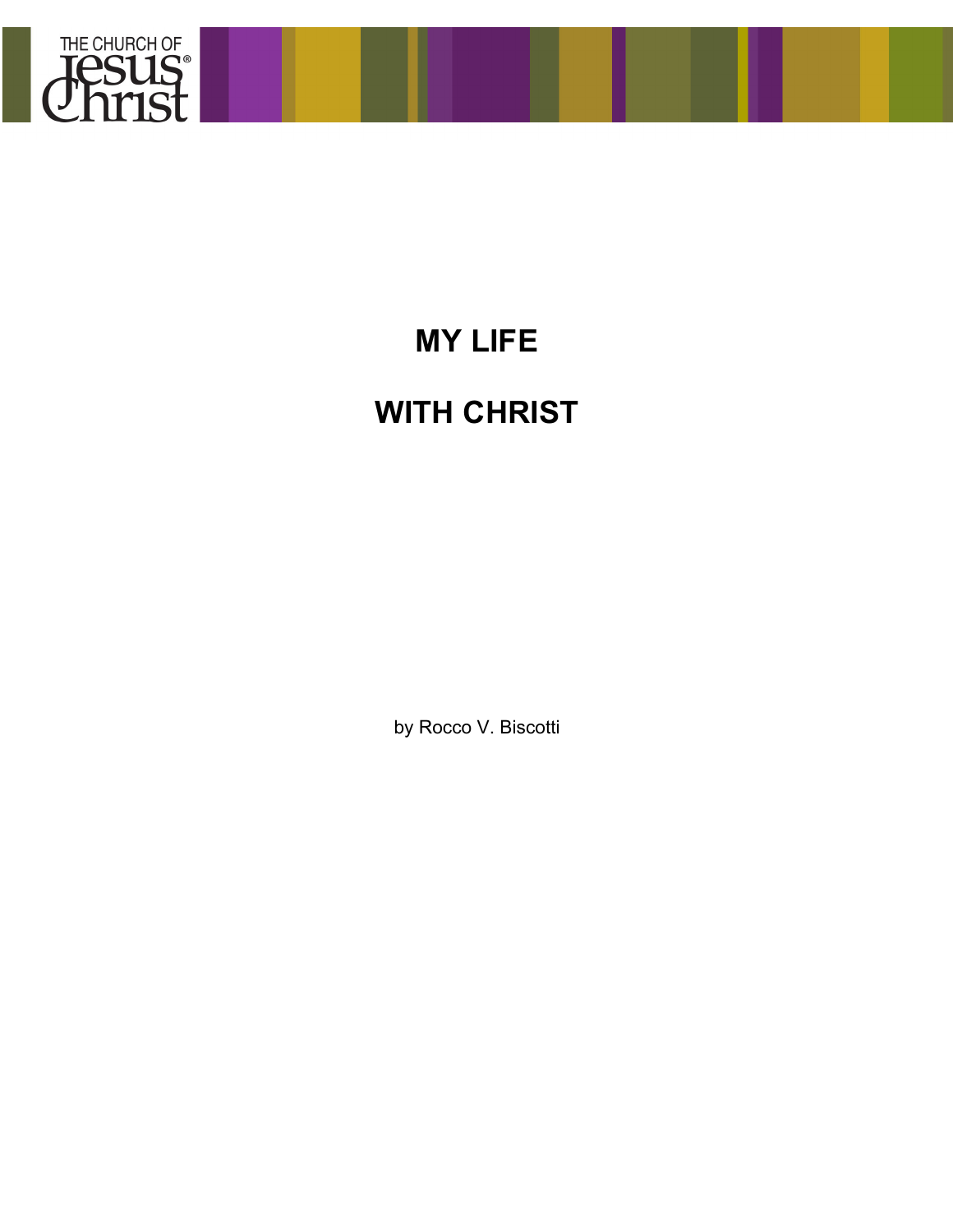# MY LIFE

# WITH CHRIST

by Rocco V. Biscotti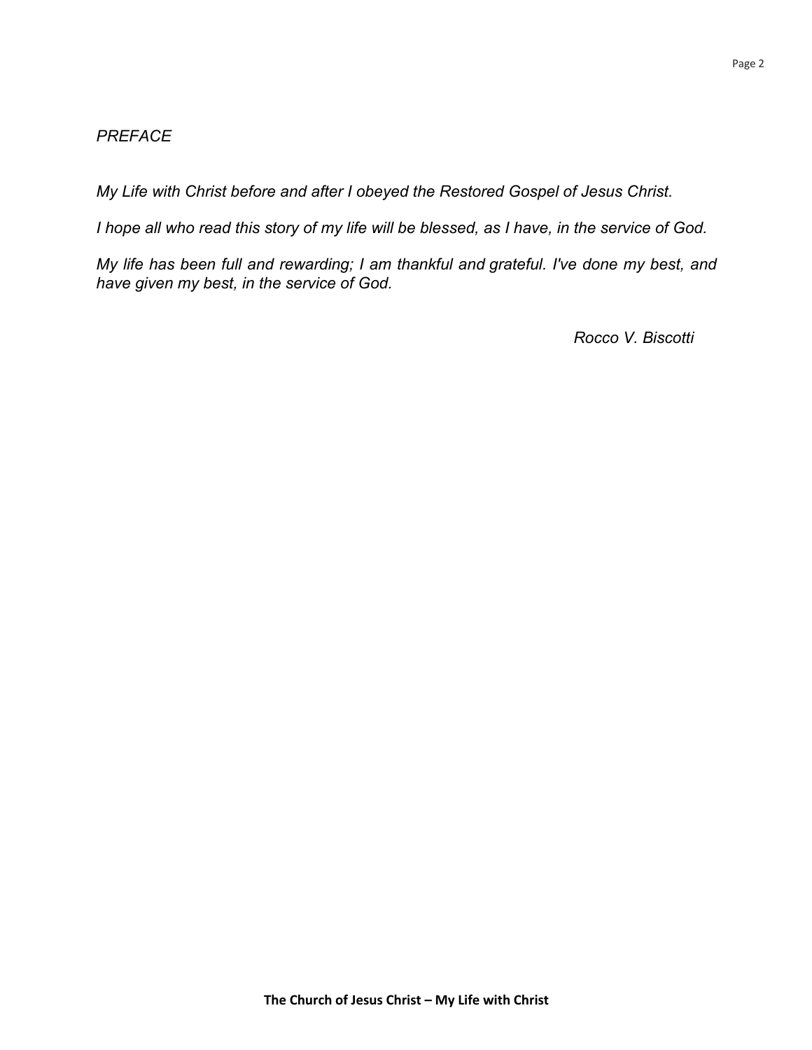*PREFACE*

*My Life with Christ before and after I obeyed the Restored Gospel of Jesus Christ.*

*I hope all who read this story of my life will be blessed, as I have, in the service of God.*

*My life has been full and rewarding; I am thankful and grateful. I've done my best, and have given my best, in the service of God.*

*Rocco V. Biscotti*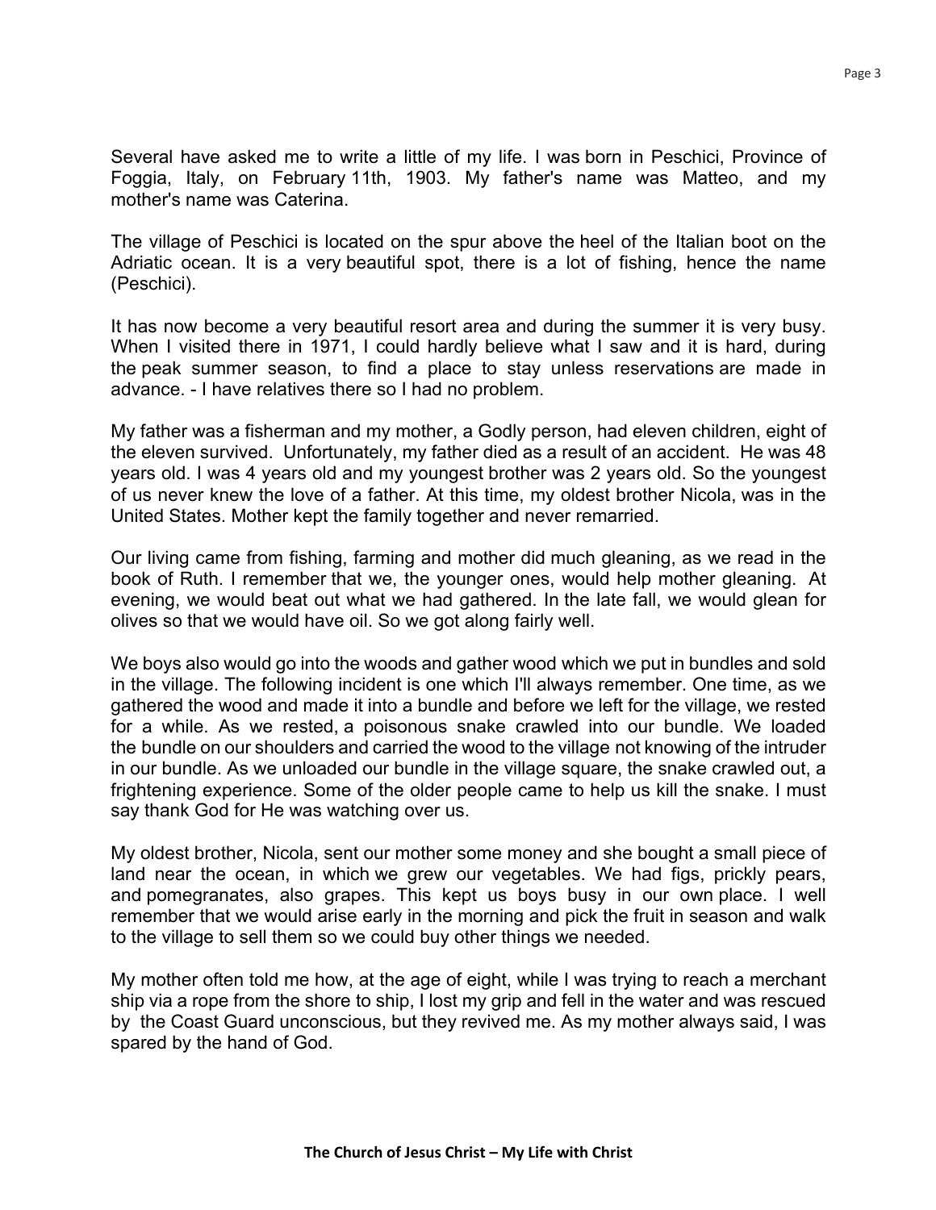Several have asked me to write a little of my life. I was born in Peschici, Province of Foggia, Italy, on February 11th, 1903. My father's name was Matteo, and my mother's name was Caterina.

The village of Peschici is located on the spur above the heel of the Italian boot on the Adriatic ocean. It is a very beautiful spot, there is a lot of fishing, hence the name (Peschici).

It has now become a very beautiful resort area and during the summer it is very busy. When I visited there in 1971, I could hardly believe what I saw and it is hard, during the peak summer season, to find a place to stay unless reservations are made in advance. - I have relatives there so I had no problem.

My father was a fisherman and my mother, a Godly person, had eleven children, eight of the eleven survived. Unfortunately, my father died as a result of an accident. He was 48 years old. I was 4 years old and my youngest brother was 2 years old. So the youngest of us never knew the love of a father. At this time, my oldest brother Nicola, was in the United States. Mother kept the family together and never remarried.

Our living came from fishing, farming and mother did much gleaning, as we read in the book of Ruth. I remember that we, the younger ones, would help mother gleaning. At evening, we would beat out what we had gathered. In the late fall, we would glean for olives so that we would have oil. So we got along fairly well.

We boys also would go into the woods and gather wood which we put in bundles and sold in the village. The following incident is one which I'll always remember. One time, as we gathered the wood and made it into a bundle and before we left for the village, we rested for a while. As we rested, a poisonous snake crawled into our bundle. We loaded the bundle on our shoulders and carried the wood to the village not knowing of the intruder in our bundle. As we unloaded our bundle in the village square, the snake crawled out, a frightening experience. Some of the older people came to help us kill the snake. I must say thank God for He was watching over us.

My oldest brother, Nicola, sent our mother some money and she bought a small piece of land near the ocean, in which we grew our vegetables. We had figs, prickly pears, and pomegranates, also grapes. This kept us boys busy in our own place. I well remember that we would arise early in the morning and pick the fruit in season and walk to the village to sell them so we could buy other things we needed.

My mother often told me how, at the age of eight, while I was trying to reach a merchant ship via a rope from the shore to ship, I lost my grip and fell in the water and was rescued by the Coast Guard unconscious, but they revived me. As my mother always said, I was spared by the hand of God.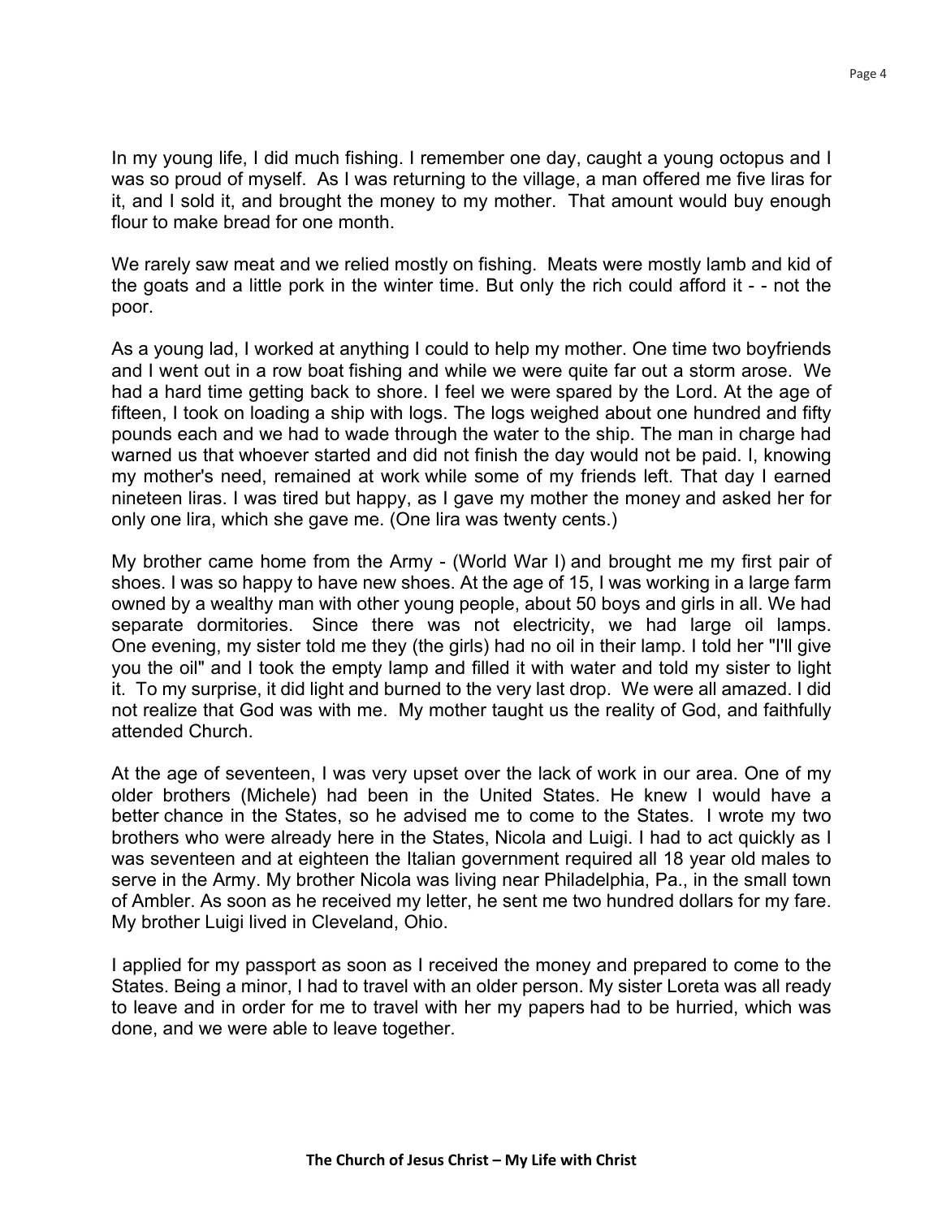In my young life, I did much fishing. I remember one day, caught a young octopus and I was so proud of myself. As I was returning to the village, a man offered me five liras for it, and I sold it, and brought the money to my mother. That amount would buy enough flour to make bread for one month.

We rarely saw meat and we relied mostly on fishing. Meats were mostly lamb and kid of the goats and a little pork in the winter time. But only the rich could afford it - - not the poor.

As a young lad, I worked at anything I could to help my mother. One time two boyfriends and I went out in a row boat fishing and while we were quite far out a storm arose. We had a hard time getting back to shore. I feel we were spared by the Lord. At the age of fifteen, I took on loading a ship with logs. The logs weighed about one hundred and fifty pounds each and we had to wade through the water to the ship. The man in charge had warned us that whoever started and did not finish the day would not be paid. I, knowing my mother's need, remained at work while some of my friends left. That day I earned nineteen liras. I was tired but happy, as I gave my mother the money and asked her for only one lira, which she gave me. (One lira was twenty cents.)

My brother came home from the Army - (World War I) and brought me my first pair of shoes. I was so happy to have new shoes. At the age of 15, I was working in a large farm owned by a wealthy man with other young people, about 50 boys and girls in all. We had separate dormitories. Since there was not electricity, we had large oil lamps. One evening, my sister told me they (the girls) had no oil in their lamp. I told her "I'll give you the oil" and I took the empty lamp and filled it with water and told my sister to light it. To my surprise, it did light and burned to the very last drop. We were all amazed. I did not realize that God was with me. My mother taught us the reality of God, and faithfully attended Church.

At the age of seventeen, I was very upset over the lack of work in our area. One of my older brothers (Michele) had been in the United States. He knew I would have a better chance in the States, so he advised me to come to the States. I wrote my two brothers who were already here in the States, Nicola and Luigi. I had to act quickly as I was seventeen and at eighteen the Italian government required all 18 year old males to serve in the Army. My brother Nicola was living near Philadelphia, Pa., in the small town of Ambler. As soon as he received my letter, he sent me two hundred dollars for my fare. My brother Luigi lived in Cleveland, Ohio.

I applied for my passport as soon as I received the money and prepared to come to the States. Being a minor, I had to travel with an older person. My sister Loreta was all ready to leave and in order for me to travel with her my papers had to be hurried, which was done, and we were able to leave together.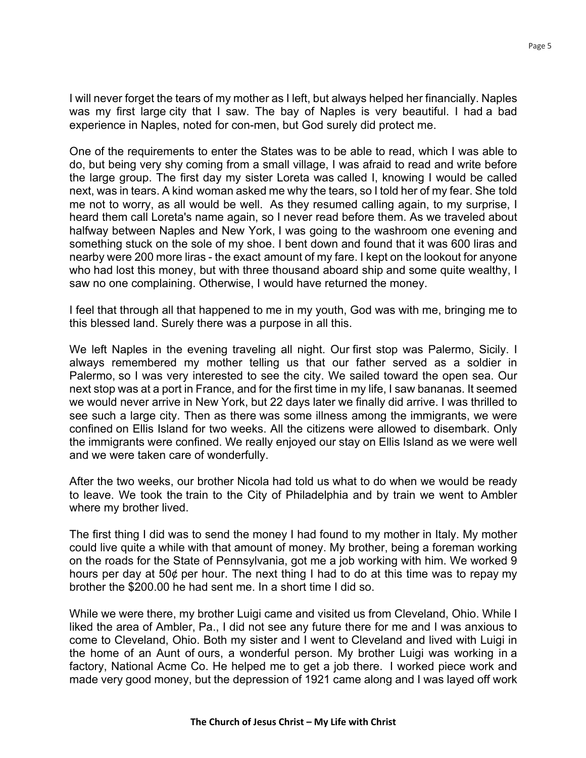I will never forget the tears of my mother as I left, but always helped her financially. Naples was my first large city that I saw. The bay of Naples is very beautiful. I had a bad experience in Naples, noted for con-men, but God surely did protect me.

One of the requirements to enter the States was to be able to read, which I was able to do, but being very shy coming from a small village, I was afraid to read and write before the large group. The first day my sister Loreta was called I, knowing I would be called next, was in tears. A kind woman asked me why the tears, so I told her of my fear. She told me not to worry, as all would be well. As they resumed calling again, to my surprise, I heard them call Loreta's name again, so I never read before them. As we traveled about halfway between Naples and New York, I was going to the washroom one evening and something stuck on the sole of my shoe. I bent down and found that it was 600 liras and nearby were 200 more liras - the exact amount of my fare. I kept on the lookout for anyone who had lost this money, but with three thousand aboard ship and some quite wealthy, I saw no one complaining. Otherwise, I would have returned the money.

I feel that through all that happened to me in my youth, God was with me, bringing me to this blessed land. Surely there was a purpose in all this.

We left Naples in the evening traveling all night. Our first stop was Palermo, Sicily. I always remembered my mother telling us that our father served as a soldier in Palermo, so I was very interested to see the city. We sailed toward the open sea. Our next stop was at a port in France, and for the first time in my life, I saw bananas. It seemed we would never arrive in New York, but 22 days later we finally did arrive. I was thrilled to see such a large city. Then as there was some illness among the immigrants, we were confined on Ellis Island for two weeks. All the citizens were allowed to disembark. Only the immigrants were confined. We really enjoyed our stay on Ellis Island as we were well and we were taken care of wonderfully.

After the two weeks, our brother Nicola had told us what to do when we would be ready to leave. We took the train to the City of Philadelphia and by train we went to Ambler where my brother lived.

The first thing I did was to send the money I had found to my mother in Italy. My mother could live quite a while with that amount of money. My brother, being a foreman working on the roads for the State of Pennsylvania, got me a job working with him. We worked 9 hours per day at 50¢ per hour. The next thing I had to do at this time was to repay my brother the $200.00 he had sent me. In a short time I did so.

While we were there, my brother Luigi came and visited us from Cleveland, Ohio. While I liked the area of Ambler, Pa., I did not see any future there for me and I was anxious to come to Cleveland, Ohio. Both my sister and I went to Cleveland and lived with Luigi in the home of an Aunt of ours, a wonderful person. My brother Luigi was working in a factory, National Acme Co. He helped me to get a job there. I worked piece work and made very good money, but the depression of 1921 came along and I was layed off work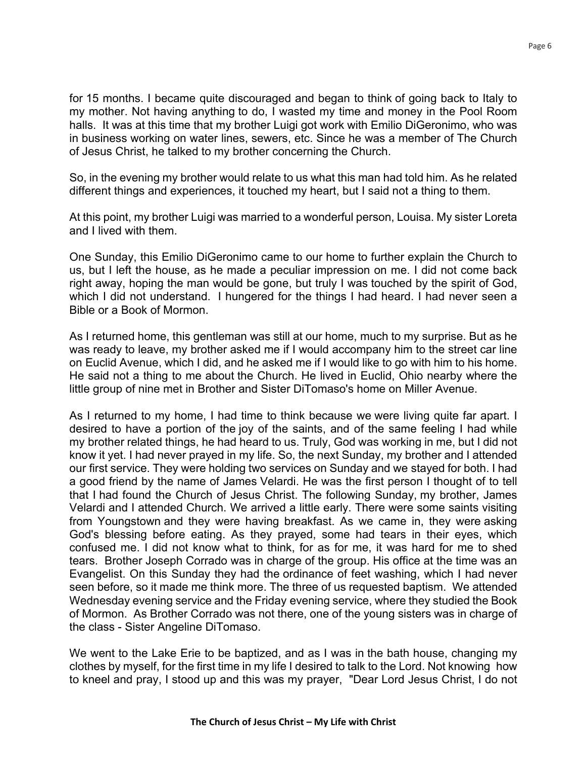for 15 months. I became quite discouraged and began to think of going back to Italy to my mother. Not having anything to do, I wasted my time and money in the Pool Room halls. It was at this time that my brother Luigi got work with Emilio DiGeronimo, who was in business working on water lines, sewers, etc. Since he was a member of The Church of Jesus Christ, he talked to my brother concerning the Church.

So, in the evening my brother would relate to us what this man had told him. As he related different things and experiences, it touched my heart, but I said not a thing to them.

At this point, my brother Luigi was married to a wonderful person, Louisa. My sister Loreta and I lived with them.

One Sunday, this Emilio DiGeronimo came to our home to further explain the Church to us, but I left the house, as he made a peculiar impression on me. I did not come back right away, hoping the man would be gone, but truly I was touched by the spirit of God, which I did not understand. I hungered for the things I had heard. I had never seen a Bible or a Book of Mormon.

As I returned home, this gentleman was still at our home, much to my surprise. But as he was ready to leave, my brother asked me if I would accompany him to the street car line on Euclid Avenue, which I did, and he asked me if I would like to go with him to his home. He said not a thing to me about the Church. He lived in Euclid, Ohio nearby where the little group of nine met in Brother and Sister DiTomaso's home on Miller Avenue.

As I returned to my home, I had time to think because we were living quite far apart. I desired to have a portion of the joy of the saints, and of the same feeling I had while my brother related things, he had heard to us. Truly, God was working in me, but I did not know it yet. I had never prayed in my life. So, the next Sunday, my brother and I attended our first service. They were holding two services on Sunday and we stayed for both. I had a good friend by the name of James Velardi. He was the first person I thought of to tell that I had found the Church of Jesus Christ. The following Sunday, my brother, James Velardi and I attended Church. We arrived a little early. There were some saints visiting from Youngstown and they were having breakfast. As we came in, they were asking God's blessing before eating. As they prayed, some had tears in their eyes, which confused me. I did not know what to think, for as for me, it was hard for me to shed tears. Brother Joseph Corrado was in charge of the group. His office at the time was an Evangelist. On this Sunday they had the ordinance of feet washing, which I had never seen before, so it made me think more. The three of us requested baptism. We attended Wednesday evening service and the Friday evening service, where they studied the Book of Mormon. As Brother Corrado was not there, one of the young sisters was in charge of the class - Sister Angeline DiTomaso.

We went to the Lake Erie to be baptized, and as I was in the bath house, changing my clothes by myself, for the first time in my life I desired to talk to the Lord. Not knowing how to kneel and pray, I stood up and this was my prayer, "Dear Lord Jesus Christ, I do not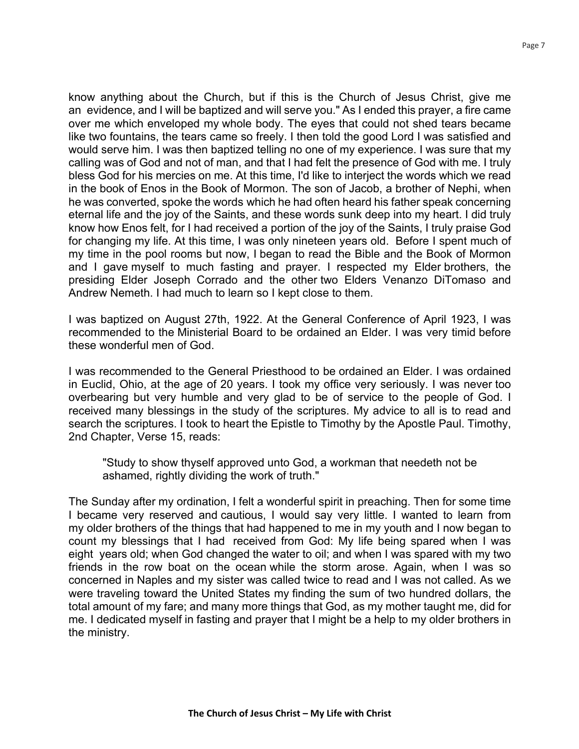know anything about the Church, but if this is the Church of Jesus Christ, give me an evidence, and I will be baptized and will serve you." As I ended this prayer, a fire came over me which enveloped my whole body. The eyes that could not shed tears became like two fountains, the tears came so freely. I then told the good Lord I was satisfied and would serve him. I was then baptized telling no one of my experience. I was sure that my calling was of God and not of man, and that I had felt the presence of God with me. I truly bless God for his mercies on me. At this time, I'd like to interject the words which we read in the book of Enos in the Book of Mormon. The son of Jacob, a brother of Nephi, when he was converted, spoke the words which he had often heard his father speak concerning eternal life and the joy of the Saints, and these words sunk deep into my heart. I did truly know how Enos felt, for I had received a portion of the joy of the Saints, I truly praise God for changing my life. At this time, I was only nineteen years old. Before I spent much of my time in the pool rooms but now, I began to read the Bible and the Book of Mormon and I gave myself to much fasting and prayer. I respected my Elder brothers, the presiding Elder Joseph Corrado and the other two Elders Venanzo DiTomaso and Andrew Nemeth. I had much to learn so I kept close to them.

I was baptized on August 27th, 1922. At the General Conference of April 1923, I was recommended to the Ministerial Board to be ordained an Elder. I was very timid before these wonderful men of God.

I was recommended to the General Priesthood to be ordained an Elder. I was ordained in Euclid, Ohio, at the age of 20 years. I took my office very seriously. I was never too overbearing but very humble and very glad to be of service to the people of God. I received many blessings in the study of the scriptures. My advice to all is to read and search the scriptures. I took to heart the Epistle to Timothy by the Apostle Paul. Timothy, 2nd Chapter, Verse 15, reads:

> "Study to show thyself approved unto God, a workman that needeth not be ashamed, rightly dividing the work of truth."

The Sunday after my ordination, I felt a wonderful spirit in preaching. Then for some time I became very reserved and cautious, I would say very little. I wanted to learn from my older brothers of the things that had happened to me in my youth and I now began to count my blessings that I had received from God: My life being spared when I was eight years old; when God changed the water to oil; and when I was spared with my two friends in the row boat on the ocean while the storm arose. Again, when I was so concerned in Naples and my sister was called twice to read and I was not called. As we were traveling toward the United States my finding the sum of two hundred dollars, the total amount of my fare; and many more things that God, as my mother taught me, did for me. I dedicated myself in fasting and prayer that I might be a help to my older brothers in the ministry.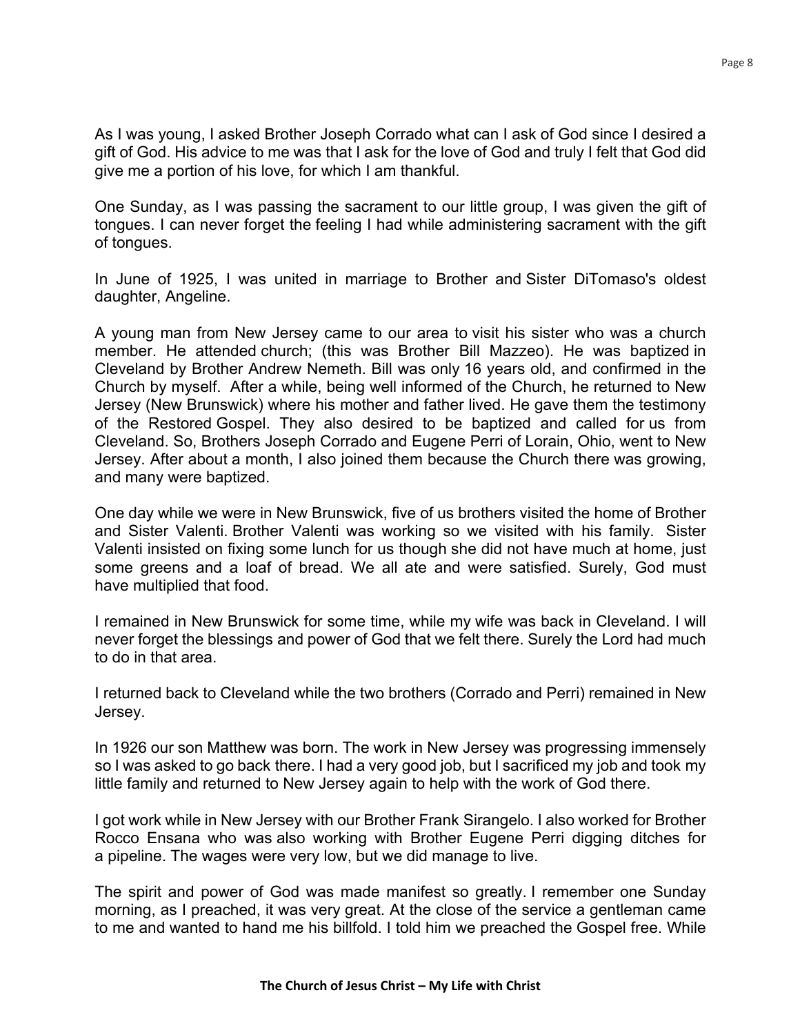As I was young, I asked Brother Joseph Corrado what can I ask of God since I desired a gift of God. His advice to me was that I ask for the love of God and truly I felt that God did give me a portion of his love, for which I am thankful.

One Sunday, as I was passing the sacrament to our little group, I was given the gift of tongues. I can never forget the feeling I had while administering sacrament with the gift of tongues.

In June of 1925, I was united in marriage to Brother and Sister DiTomaso's oldest daughter, Angeline.

A young man from New Jersey came to our area to visit his sister who was a church member. He attended church; (this was Brother Bill Mazzeo). He was baptized in Cleveland by Brother Andrew Nemeth. Bill was only 16 years old, and confirmed in the Church by myself. After a while, being well informed of the Church, he returned to New Jersey (New Brunswick) where his mother and father lived. He gave them the testimony of the Restored Gospel. They also desired to be baptized and called for us from Cleveland. So, Brothers Joseph Corrado and Eugene Perri of Lorain, Ohio, went to New Jersey. After about a month, I also joined them because the Church there was growing, and many were baptized.

One day while we were in New Brunswick, five of us brothers visited the home of Brother and Sister Valenti. Brother Valenti was working so we visited with his family. Sister Valenti insisted on fixing some lunch for us though she did not have much at home, just some greens and a loaf of bread. We all ate and were satisfied. Surely, God must have multiplied that food.

I remained in New Brunswick for some time, while my wife was back in Cleveland. I will never forget the blessings and power of God that we felt there. Surely the Lord had much to do in that area.

I returned back to Cleveland while the two brothers (Corrado and Perri) remained in New Jersey.

In 1926 our son Matthew was born. The work in New Jersey was progressing immensely so I was asked to go back there. I had a very good job, but I sacrificed my job and took my little family and returned to New Jersey again to help with the work of God there.

I got work while in New Jersey with our Brother Frank Sirangelo. I also worked for Brother Rocco Ensana who was also working with Brother Eugene Perri digging ditches for a pipeline. The wages were very low, but we did manage to live.

The spirit and power of God was made manifest so greatly. I remember one Sunday morning, as I preached, it was very great. At the close of the service a gentleman came to me and wanted to hand me his billfold. I told him we preached the Gospel free. While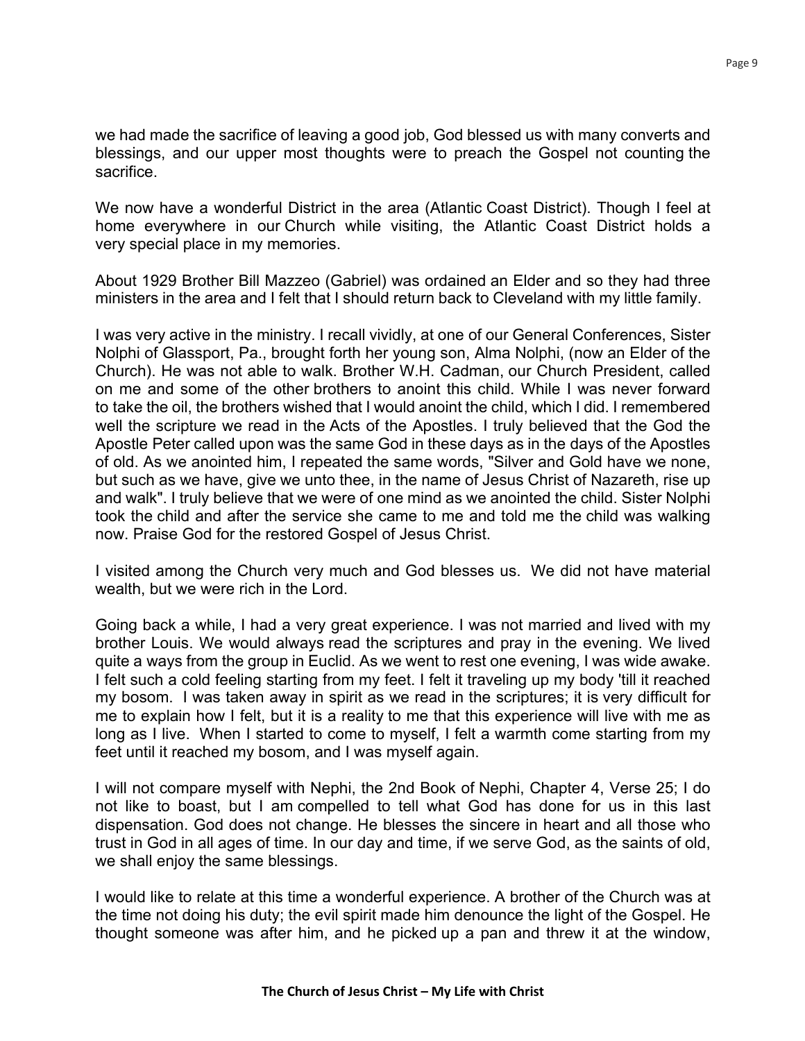we had made the sacrifice of leaving a good job, God blessed us with many converts and blessings, and our upper most thoughts were to preach the Gospel not counting the sacrifice.

We now have a wonderful District in the area (Atlantic Coast District). Though I feel at home everywhere in our Church while visiting, the Atlantic Coast District holds a very special place in my memories.

About 1929 Brother Bill Mazzeo (Gabriel) was ordained an Elder and so they had three ministers in the area and I felt that I should return back to Cleveland with my little family.

I was very active in the ministry. I recall vividly, at one of our General Conferences, Sister Nolphi of Glassport, Pa., brought forth her young son, Alma Nolphi, (now an Elder of the Church). He was not able to walk. Brother W.H. Cadman, our Church President, called on me and some of the other brothers to anoint this child. While I was never forward to take the oil, the brothers wished that I would anoint the child, which I did. I remembered well the scripture we read in the Acts of the Apostles. I truly believed that the God the Apostle Peter called upon was the same God in these days as in the days of the Apostles of old. As we anointed him, I repeated the same words, "Silver and Gold have we none, but such as we have, give we unto thee, in the name of Jesus Christ of Nazareth, rise up and walk". I truly believe that we were of one mind as we anointed the child. Sister Nolphi took the child and after the service she came to me and told me the child was walking now. Praise God for the restored Gospel of Jesus Christ.

I visited among the Church very much and God blesses us. We did not have material wealth, but we were rich in the Lord.

Going back a while, I had a very great experience. I was not married and lived with my brother Louis. We would always read the scriptures and pray in the evening. We lived quite a ways from the group in Euclid. As we went to rest one evening, I was wide awake. I felt such a cold feeling starting from my feet. I felt it traveling up my body 'till it reached my bosom. I was taken away in spirit as we read in the scriptures; it is very difficult for me to explain how I felt, but it is a reality to me that this experience will live with me as long as I live. When I started to come to myself, I felt a warmth come starting from my feet until it reached my bosom, and I was myself again.

I will not compare myself with Nephi, the 2nd Book of Nephi, Chapter 4, Verse 25; I do not like to boast, but I am compelled to tell what God has done for us in this last dispensation. God does not change. He blesses the sincere in heart and all those who trust in God in all ages of time. In our day and time, if we serve God, as the saints of old, we shall enjoy the same blessings.

I would like to relate at this time a wonderful experience. A brother of the Church was at the time not doing his duty; the evil spirit made him denounce the light of the Gospel. He thought someone was after him, and he picked up a pan and threw it at the window,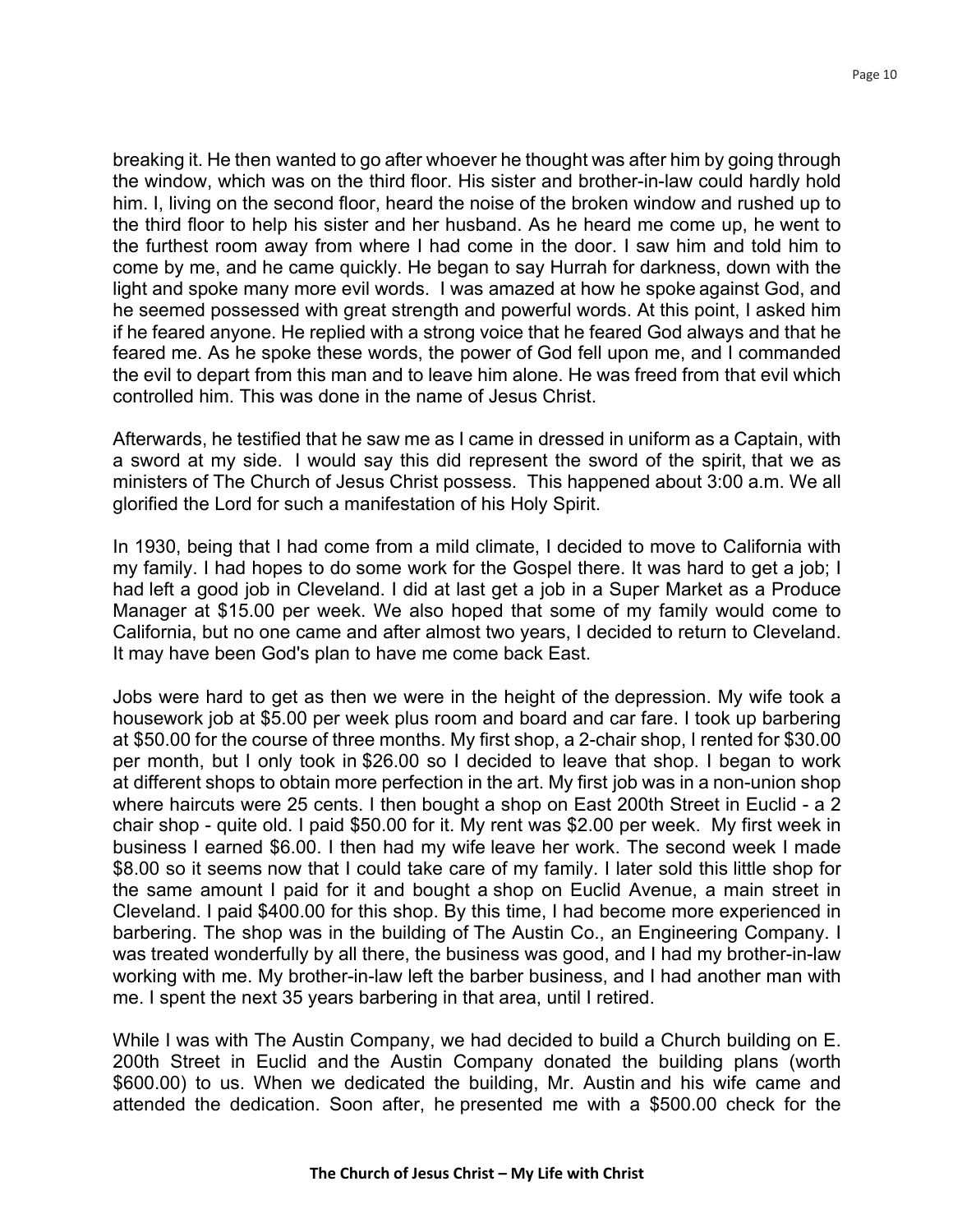breaking it. He then wanted to go after whoever he thought was after him by going through the window, which was on the third floor. His sister and brother-in-law could hardly hold him. I, living on the second floor, heard the noise of the broken window and rushed up to the third floor to help his sister and her husband. As he heard me come up, he went to the furthest room away from where I had come in the door. I saw him and told him to come by me, and he came quickly. He began to say Hurrah for darkness, down with the light and spoke many more evil words. I was amazed at how he spoke against God, and he seemed possessed with great strength and powerful words. At this point, I asked him if he feared anyone. He replied with a strong voice that he feared God always and that he feared me. As he spoke these words, the power of God fell upon me, and I commanded the evil to depart from this man and to leave him alone. He was freed from that evil which controlled him. This was done in the name of Jesus Christ.

Afterwards, he testified that he saw me as I came in dressed in uniform as a Captain, with a sword at my side. I would say this did represent the sword of the spirit, that we as ministers of The Church of Jesus Christ possess. This happened about 3:00 a.m. We all glorified the Lord for such a manifestation of his Holy Spirit.

In 1930, being that I had come from a mild climate, I decided to move to California with my family. I had hopes to do some work for the Gospel there. It was hard to get a job; I had left a good job in Cleveland. I did at last get a job in a Super Market as a Produce Manager at $15.00 per week. We also hoped that some of my family would come to California, but no one came and after almost two years, I decided to return to Cleveland. It may have been God's plan to have me come back East.

Jobs were hard to get as then we were in the height of the depression. My wife took a housework job at $5.00 per week plus room and board and car fare. I took up barbering at $50.00 for the course of three months. My first shop, a 2-chair shop, I rented for $30.00 per month, but I only took in $26.00 so I decided to leave that shop. I began to work at different shops to obtain more perfection in the art. My first job was in a non-union shop where haircuts were 25 cents. I then bought a shop on East 200th Street in Euclid - a 2 chair shop - quite old. I paid $50.00 for it. My rent was $2.00 per week. My first week in business I earned $6.00. I then had my wife leave her work. The second week I made $8.00 so it seems now that I could take care of my family. I later sold this little shop for the same amount I paid for it and bought a shop on Euclid Avenue, a main street in Cleveland. I paid $400.00 for this shop. By this time, I had become more experienced in barbering. The shop was in the building of The Austin Co., an Engineering Company. I was treated wonderfully by all there, the business was good, and I had my brother-in-law working with me. My brother-in-law left the barber business, and I had another man with me. I spent the next 35 years barbering in that area, until I retired.

While I was with The Austin Company, we had decided to build a Church building on E. 200th Street in Euclid and the Austin Company donated the building plans (worth $600.00) to us. When we dedicated the building, Mr. Austin and his wife came and attended the dedication. Soon after, he presented me with a $500.00 check for the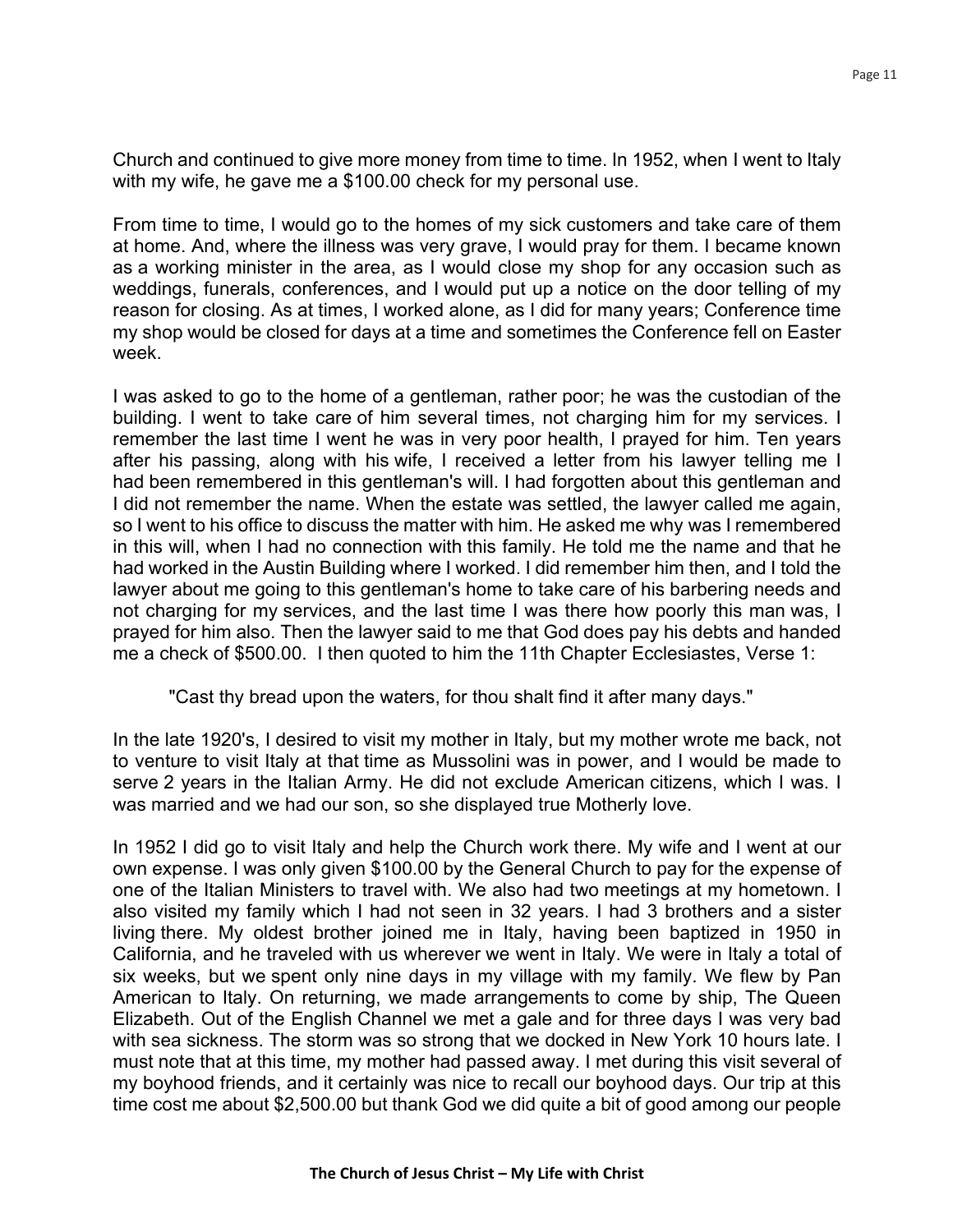Church and continued to give more money from time to time. In 1952, when I went to Italy with my wife, he gave me a $100.00 check for my personal use.

From time to time, I would go to the homes of my sick customers and take care of them at home. And, where the illness was very grave, I would pray for them. I became known as a working minister in the area, as I would close my shop for any occasion such as weddings, funerals, conferences, and I would put up a notice on the door telling of my reason for closing. As at times, I worked alone, as I did for many years; Conference time my shop would be closed for days at a time and sometimes the Conference fell on Easter week.

I was asked to go to the home of a gentleman, rather poor; he was the custodian of the building. I went to take care of him several times, not charging him for my services. I remember the last time I went he was in very poor health, I prayed for him. Ten years after his passing, along with his wife, I received a letter from his lawyer telling me I had been remembered in this gentleman's will. I had forgotten about this gentleman and I did not remember the name. When the estate was settled, the lawyer called me again, so I went to his office to discuss the matter with him. He asked me why was I remembered in this will, when I had no connection with this family. He told me the name and that he had worked in the Austin Building where I worked. I did remember him then, and I told the lawyer about me going to this gentleman's home to take care of his barbering needs and not charging for my services, and the last time I was there how poorly this man was, I prayed for him also. Then the lawyer said to me that God does pay his debts and handed me a check of $500.00. I then quoted to him the 11th Chapter Ecclesiastes, Verse 1:

> "Cast thy bread upon the waters, for thou shalt find it after many days."

In the late 1920's, I desired to visit my mother in Italy, but my mother wrote me back, not to venture to visit Italy at that time as Mussolini was in power, and I would be made to serve 2 years in the Italian Army. He did not exclude American citizens, which I was. I was married and we had our son, so she displayed true Motherly love.

In 1952 I did go to visit Italy and help the Church work there. My wife and I went at our own expense. I was only given $100.00 by the General Church to pay for the expense of one of the Italian Ministers to travel with. We also had two meetings at my hometown. I also visited my family which I had not seen in 32 years. I had 3 brothers and a sister living there. My oldest brother joined me in Italy, having been baptized in 1950 in California, and he traveled with us wherever we went in Italy. We were in Italy a total of six weeks, but we spent only nine days in my village with my family. We flew by Pan American to Italy. On returning, we made arrangements to come by ship, The Queen Elizabeth. Out of the English Channel we met a gale and for three days I was very bad with sea sickness. The storm was so strong that we docked in New York 10 hours late. I must note that at this time, my mother had passed away. I met during this visit several of my boyhood friends, and it certainly was nice to recall our boyhood days. Our trip at this time cost me about $2,500.00 but thank God we did quite a bit of good among our people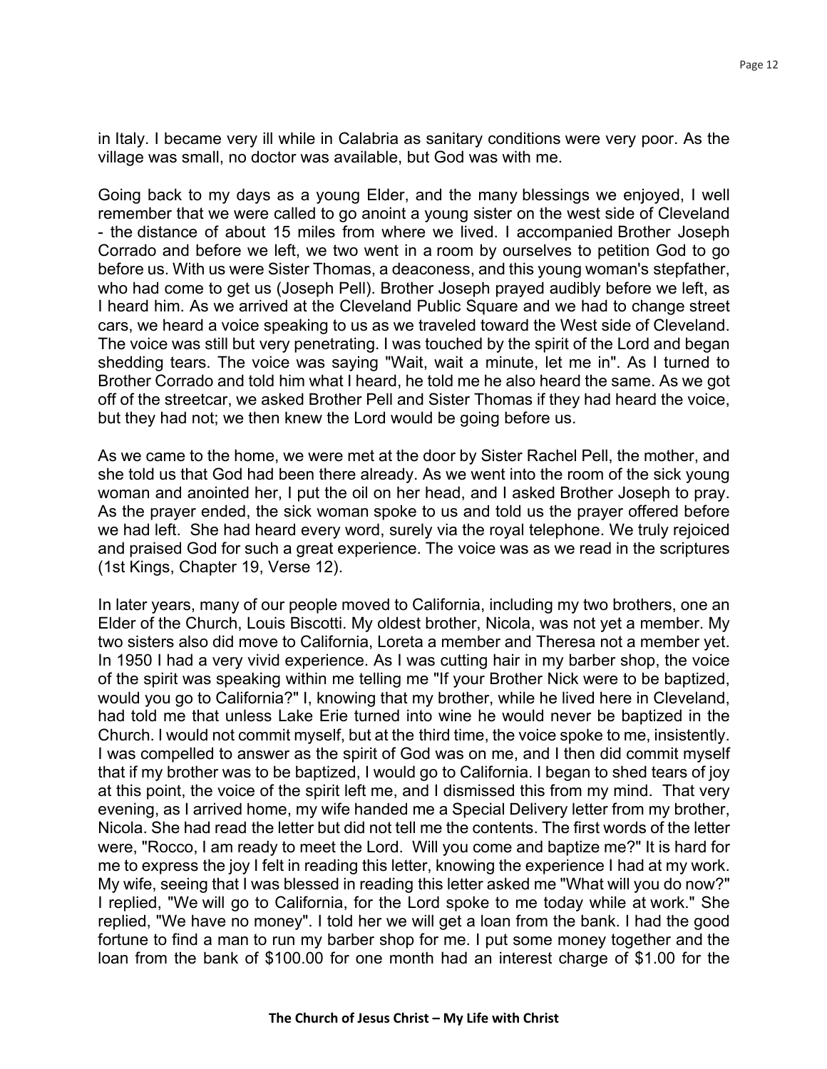in Italy. I became very ill while in Calabria as sanitary conditions were very poor. As the village was small, no doctor was available, but God was with me.

Going back to my days as a young Elder, and the many blessings we enjoyed, I well remember that we were called to go anoint a young sister on the west side of Cleveland - the distance of about 15 miles from where we lived. I accompanied Brother Joseph Corrado and before we left, we two went in a room by ourselves to petition God to go before us. With us were Sister Thomas, a deaconess, and this young woman's stepfather, who had come to get us (Joseph Pell). Brother Joseph prayed audibly before we left, as I heard him. As we arrived at the Cleveland Public Square and we had to change street cars, we heard a voice speaking to us as we traveled toward the West side of Cleveland. The voice was still but very penetrating. I was touched by the spirit of the Lord and began shedding tears. The voice was saying "Wait, wait a minute, let me in". As I turned to Brother Corrado and told him what I heard, he told me he also heard the same. As we got off of the streetcar, we asked Brother Pell and Sister Thomas if they had heard the voice, but they had not; we then knew the Lord would be going before us.

As we came to the home, we were met at the door by Sister Rachel Pell, the mother, and she told us that God had been there already. As we went into the room of the sick young woman and anointed her, I put the oil on her head, and I asked Brother Joseph to pray. As the prayer ended, the sick woman spoke to us and told us the prayer offered before we had left. She had heard every word, surely via the royal telephone. We truly rejoiced and praised God for such a great experience. The voice was as we read in the scriptures (1st Kings, Chapter 19, Verse 12).

In later years, many of our people moved to California, including my two brothers, one an Elder of the Church, Louis Biscotti. My oldest brother, Nicola, was not yet a member. My two sisters also did move to California, Loreta a member and Theresa not a member yet. In 1950 I had a very vivid experience. As I was cutting hair in my barber shop, the voice of the spirit was speaking within me telling me "If your Brother Nick were to be baptized, would you go to California?" I, knowing that my brother, while he lived here in Cleveland, had told me that unless Lake Erie turned into wine he would never be baptized in the Church. I would not commit myself, but at the third time, the voice spoke to me, insistently. I was compelled to answer as the spirit of God was on me, and I then did commit myself that if my brother was to be baptized, I would go to California. I began to shed tears of joy at this point, the voice of the spirit left me, and I dismissed this from my mind. That very evening, as I arrived home, my wife handed me a Special Delivery letter from my brother, Nicola. She had read the letter but did not tell me the contents. The first words of the letter were, "Rocco, I am ready to meet the Lord. Will you come and baptize me?" It is hard for me to express the joy I felt in reading this letter, knowing the experience I had at my work. My wife, seeing that I was blessed in reading this letter asked me "What will you do now?" I replied, "We will go to California, for the Lord spoke to me today while at work." She replied, "We have no money". I told her we will get a loan from the bank. I had the good fortune to find a man to run my barber shop for me. I put some money together and the loan from the bank of $100.00 for one month had an interest charge of $1.00 for the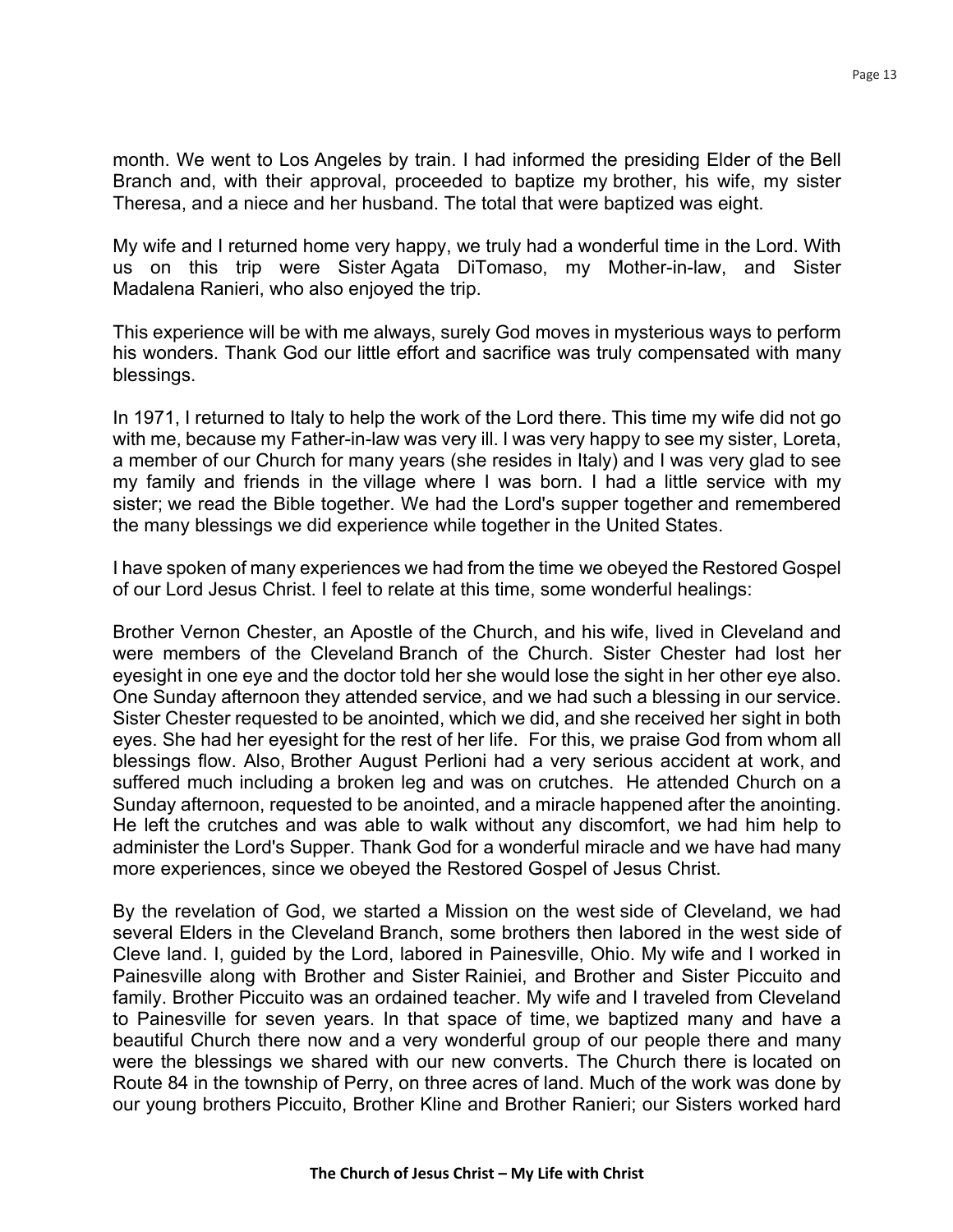month. We went to Los Angeles by train. I had informed the presiding Elder of the Bell Branch and, with their approval, proceeded to baptize my brother, his wife, my sister Theresa, and a niece and her husband. The total that were baptized was eight.

My wife and I returned home very happy, we truly had a wonderful time in the Lord. With us on this trip were Sister Agata DiTomaso, my Mother-in-law, and Sister Madalena Ranieri, who also enjoyed the trip.

This experience will be with me always, surely God moves in mysterious ways to perform his wonders. Thank God our little effort and sacrifice was truly compensated with many blessings.

In 1971, I returned to Italy to help the work of the Lord there. This time my wife did not go with me, because my Father-in-law was very ill. I was very happy to see my sister, Loreta, a member of our Church for many years (she resides in Italy) and I was very glad to see my family and friends in the village where I was born. I had a little service with my sister; we read the Bible together. We had the Lord's supper together and remembered the many blessings we did experience while together in the United States.

I have spoken of many experiences we had from the time we obeyed the Restored Gospel of our Lord Jesus Christ. I feel to relate at this time, some wonderful healings:

Brother Vernon Chester, an Apostle of the Church, and his wife, lived in Cleveland and were members of the Cleveland Branch of the Church. Sister Chester had lost her eyesight in one eye and the doctor told her she would lose the sight in her other eye also. One Sunday afternoon they attended service, and we had such a blessing in our service. Sister Chester requested to be anointed, which we did, and she received her sight in both eyes. She had her eyesight for the rest of her life. For this, we praise God from whom all blessings flow. Also, Brother August Perlioni had a very serious accident at work, and suffered much including a broken leg and was on crutches. He attended Church on a Sunday afternoon, requested to be anointed, and a miracle happened after the anointing. He left the crutches and was able to walk without any discomfort, we had him help to administer the Lord's Supper. Thank God for a wonderful miracle and we have had many more experiences, since we obeyed the Restored Gospel of Jesus Christ.

By the revelation of God, we started a Mission on the west side of Cleveland, we had several Elders in the Cleveland Branch, some brothers then labored in the west side of Cleve land. I, guided by the Lord, labored in Painesville, Ohio. My wife and I worked in Painesville along with Brother and Sister Rainiei, and Brother and Sister Piccuito and family. Brother Piccuito was an ordained teacher. My wife and I traveled from Cleveland to Painesville for seven years. In that space of time, we baptized many and have a beautiful Church there now and a very wonderful group of our people there and many were the blessings we shared with our new converts. The Church there is located on Route 84 in the township of Perry, on three acres of land. Much of the work was done by our young brothers Piccuito, Brother Kline and Brother Ranieri; our Sisters worked hard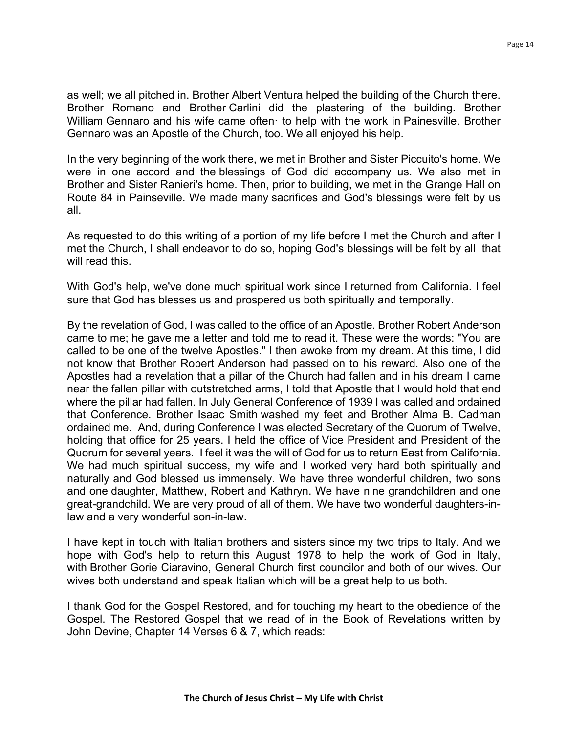as well; we all pitched in. Brother Albert Ventura helped the building of the Church there. Brother Romano and Brother Carlini did the plastering of the building. Brother William Gennaro and his wife came often· to help with the work in Painesville. Brother Gennaro was an Apostle of the Church, too. We all enjoyed his help.

In the very beginning of the work there, we met in Brother and Sister Piccuito's home. We were in one accord and the blessings of God did accompany us. We also met in Brother and Sister Ranieri's home. Then, prior to building, we met in the Grange Hall on Route 84 in Painseville. We made many sacrifices and God's blessings were felt by us all.

As requested to do this writing of a portion of my life before I met the Church and after I met the Church, I shall endeavor to do so, hoping God's blessings will be felt by all that will read this.

With God's help, we've done much spiritual work since I returned from California. I feel sure that God has blesses us and prospered us both spiritually and temporally.

By the revelation of God, I was called to the office of an Apostle. Brother Robert Anderson came to me; he gave me a letter and told me to read it. These were the words: "You are called to be one of the twelve Apostles." I then awoke from my dream. At this time, I did not know that Brother Robert Anderson had passed on to his reward. Also one of the Apostles had a revelation that a pillar of the Church had fallen and in his dream I came near the fallen pillar with outstretched arms, I told that Apostle that I would hold that end where the pillar had fallen. In July General Conference of 1939 I was called and ordained that Conference. Brother Isaac Smith washed my feet and Brother Alma B. Cadman ordained me. And, during Conference I was elected Secretary of the Quorum of Twelve, holding that office for 25 years. I held the office of Vice President and President of the Quorum for several years. I feel it was the will of God for us to return East from California. We had much spiritual success, my wife and I worked very hard both spiritually and naturally and God blessed us immensely. We have three wonderful children, two sons and one daughter, Matthew, Robert and Kathryn. We have nine grandchildren and one great-grandchild. We are very proud of all of them. We have two wonderful daughters-in-law and a very wonderful son-in-law.

I have kept in touch with Italian brothers and sisters since my two trips to Italy. And we hope with God's help to return this August 1978 to help the work of God in Italy, with Brother Gorie Ciaravino, General Church first councilor and both of our wives. Our wives both understand and speak Italian which will be a great help to us both.

I thank God for the Gospel Restored, and for touching my heart to the obedience of the Gospel. The Restored Gospel that we read of in the Book of Revelations written by John Devine, Chapter 14 Verses 6 & 7, which reads: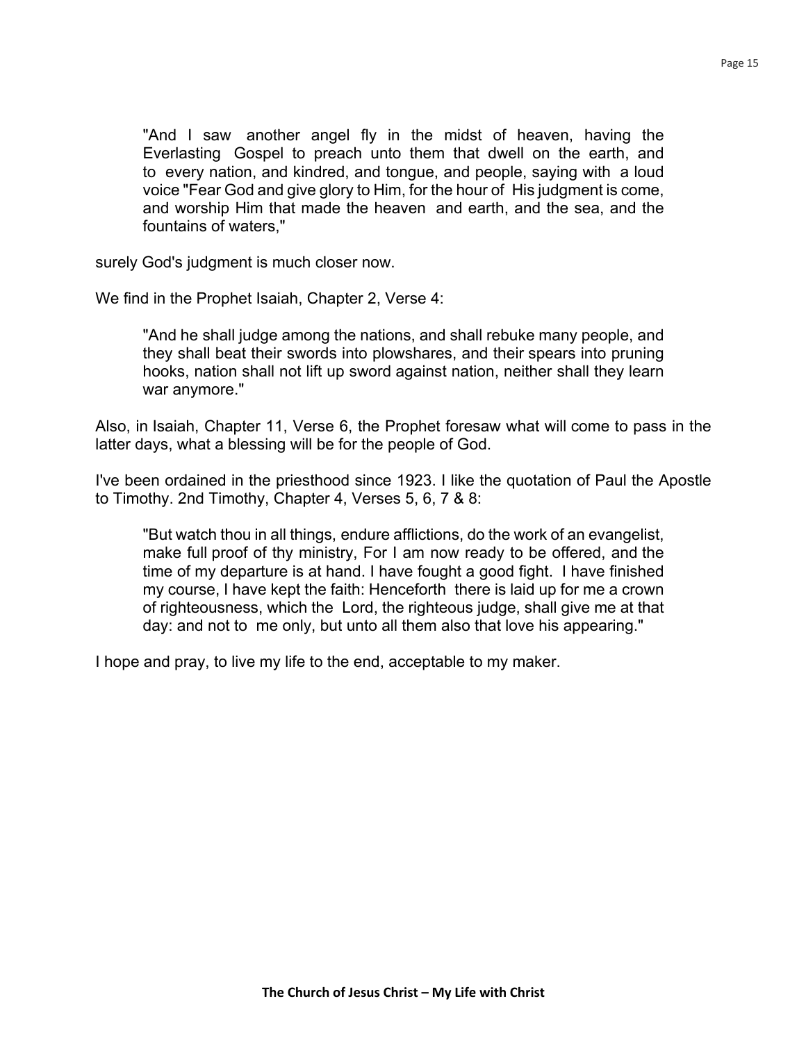> "And I saw another angel fly in the midst of heaven, having the Everlasting Gospel to preach unto them that dwell on the earth, and to every nation, and kindred, and tongue, and people, saying with a loud voice "Fear God and give glory to Him, for the hour of His judgment is come, and worship Him that made the heaven and earth, and the sea, and the fountains of waters,"

surely God's judgment is much closer now.

We find in the Prophet Isaiah, Chapter 2, Verse 4:

> "And he shall judge among the nations, and shall rebuke many people, and they shall beat their swords into plowshares, and their spears into pruning hooks, nation shall not lift up sword against nation, neither shall they learn war anymore."

Also, in Isaiah, Chapter 11, Verse 6, the Prophet foresaw what will come to pass in the latter days, what a blessing will be for the people of God.

I've been ordained in the priesthood since 1923. I like the quotation of Paul the Apostle to Timothy. 2nd Timothy, Chapter 4, Verses 5, 6, 7 & 8:

> "But watch thou in all things, endure afflictions, do the work of an evangelist, make full proof of thy ministry, For I am now ready to be offered, and the time of my departure is at hand. I have fought a good fight. I have finished my course, I have kept the faith: Henceforth there is laid up for me a crown of righteousness, which the Lord, the righteous judge, shall give me at that day: and not to me only, but unto all them also that love his appearing."

I hope and pray, to live my life to the end, acceptable to my maker.